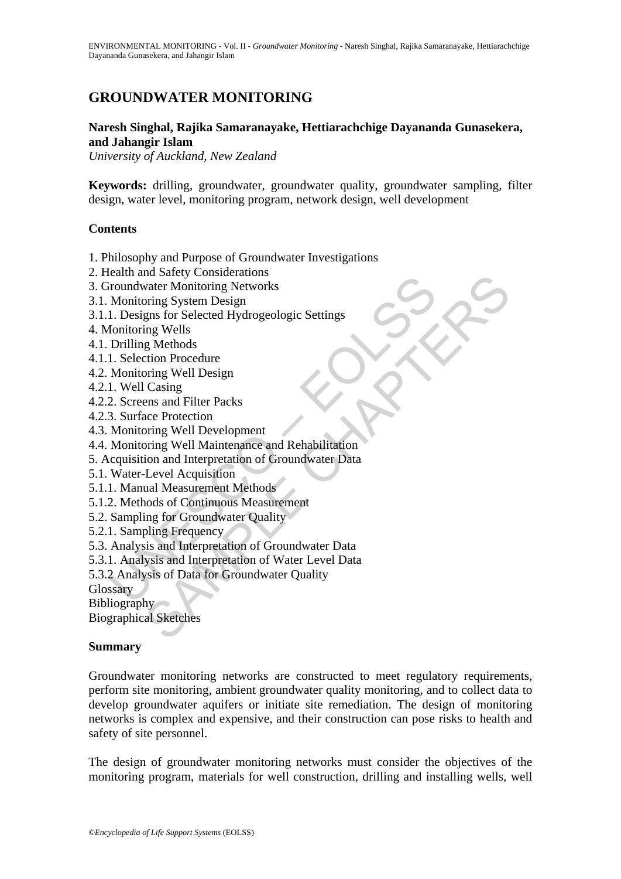# GROUNDWATER MONITORING

**Naresh Singhal, Rajika Samaranayake, Hettiarachchige Dayananda Gunasekera, and Jahangir Islam**

*University of Auckland, New Zealand*

**Keywords:** drilling, groundwater, groundwater quality, groundwater sampling, filter design, water level, monitoring program, network design, well development

## Contents

1. Philosophy and Purpose of Groundwater Investigations
2. Health and Safety Considerations
3. Groundwater Monitoring Networks
3.1. Monitoring System Design
3.1.1. Designs for Selected Hydrogeologic Settings
4. Monitoring Wells
4.1. Drilling Methods
4.1.1. Selection Procedure
4.2. Monitoring Well Design
4.2.1. Well Casing
4.2.2. Screens and Filter Packs
4.2.3. Surface Protection
4.3. Monitoring Well Development
4.4. Monitoring Well Maintenance and Rehabilitation
5. Acquisition and Interpretation of Groundwater Data
5.1. Water-Level Acquisition
5.1.1. Manual Measurement Methods
5.1.2. Methods of Continuous Measurement
5.2. Sampling for Groundwater Quality
5.2.1. Sampling Frequency
5.3. Analysis and Interpretation of Groundwater Data
5.3.1. Analysis and Interpretation of Water Level Data
5.3.2 Analysis of Data for Groundwater Quality

Glossary

Bibliography

Biographical Sketches

## Summary

Groundwater monitoring networks are constructed to meet regulatory requirements, perform site monitoring, ambient groundwater quality monitoring, and to collect data to develop groundwater aquifers or initiate site remediation. The design of monitoring networks is complex and expensive, and their construction can pose risks to health and safety of site personnel.

The design of groundwater monitoring networks must consider the objectives of the monitoring program, materials for well construction, drilling and installing wells, well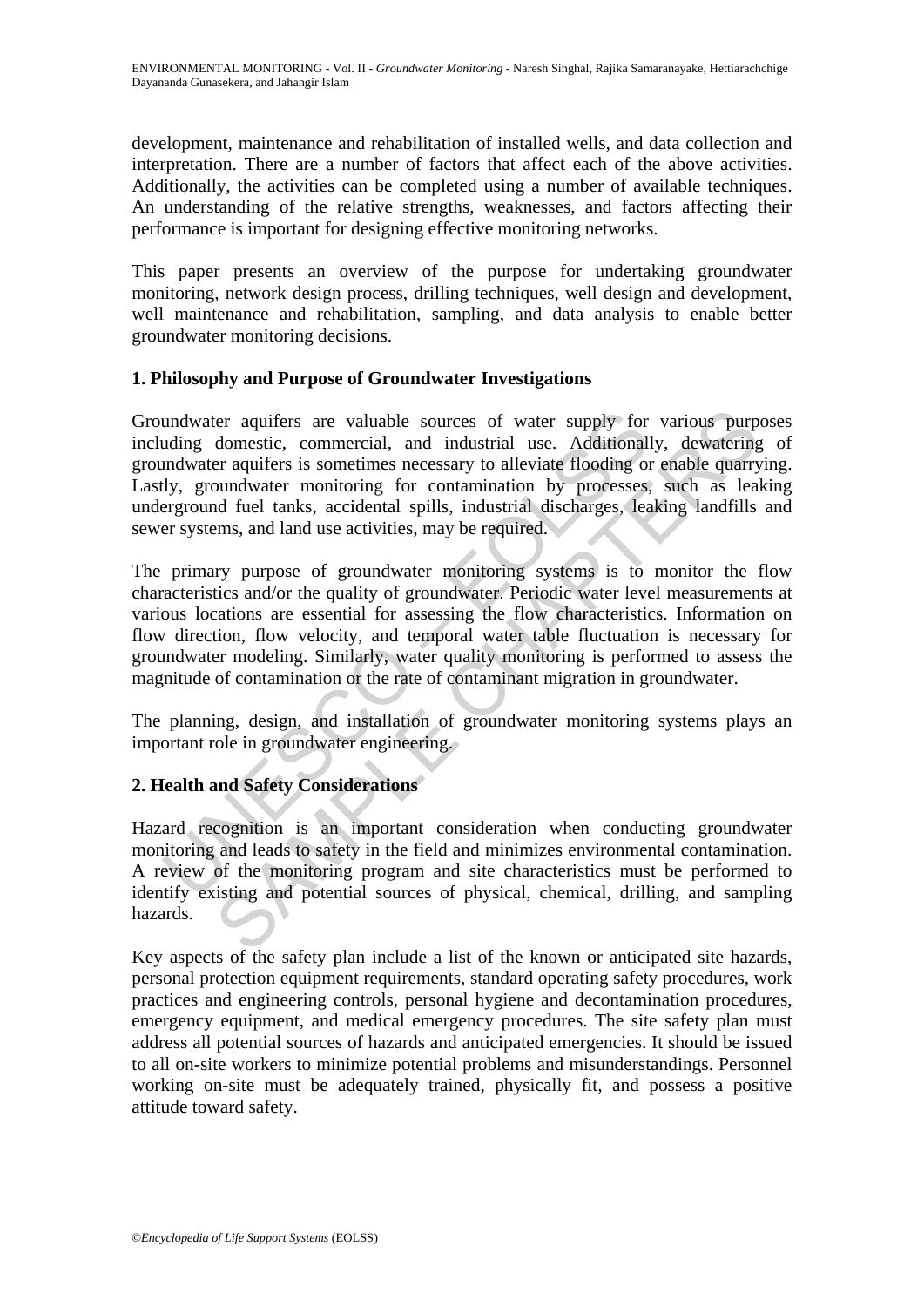development, maintenance and rehabilitation of installed wells, and data collection and interpretation. There are a number of factors that affect each of the above activities. Additionally, the activities can be completed using a number of available techniques. An understanding of the relative strengths, weaknesses, and factors affecting their performance is important for designing effective monitoring networks.

This paper presents an overview of the purpose for undertaking groundwater monitoring, network design process, drilling techniques, well design and development, well maintenance and rehabilitation, sampling, and data analysis to enable better groundwater monitoring decisions.

## 1. Philosophy and Purpose of Groundwater Investigations

Groundwater aquifers are valuable sources of water supply for various purposes including domestic, commercial, and industrial use. Additionally, dewatering of groundwater aquifers is sometimes necessary to alleviate flooding or enable quarrying. Lastly, groundwater monitoring for contamination by processes, such as leaking underground fuel tanks, accidental spills, industrial discharges, leaking landfills and sewer systems, and land use activities, may be required.

The primary purpose of groundwater monitoring systems is to monitor the flow characteristics and/or the quality of groundwater. Periodic water level measurements at various locations are essential for assessing the flow characteristics. Information on flow direction, flow velocity, and temporal water table fluctuation is necessary for groundwater modeling. Similarly, water quality monitoring is performed to assess the magnitude of contamination or the rate of contaminant migration in groundwater.

The planning, design, and installation of groundwater monitoring systems plays an important role in groundwater engineering.

## 2. Health and Safety Considerations

Hazard recognition is an important consideration when conducting groundwater monitoring and leads to safety in the field and minimizes environmental contamination. A review of the monitoring program and site characteristics must be performed to identify existing and potential sources of physical, chemical, drilling, and sampling hazards.

Key aspects of the safety plan include a list of the known or anticipated site hazards, personal protection equipment requirements, standard operating safety procedures, work practices and engineering controls, personal hygiene and decontamination procedures, emergency equipment, and medical emergency procedures. The site safety plan must address all potential sources of hazards and anticipated emergencies. It should be issued to all on-site workers to minimize potential problems and misunderstandings. Personnel working on-site must be adequately trained, physically fit, and possess a positive attitude toward safety.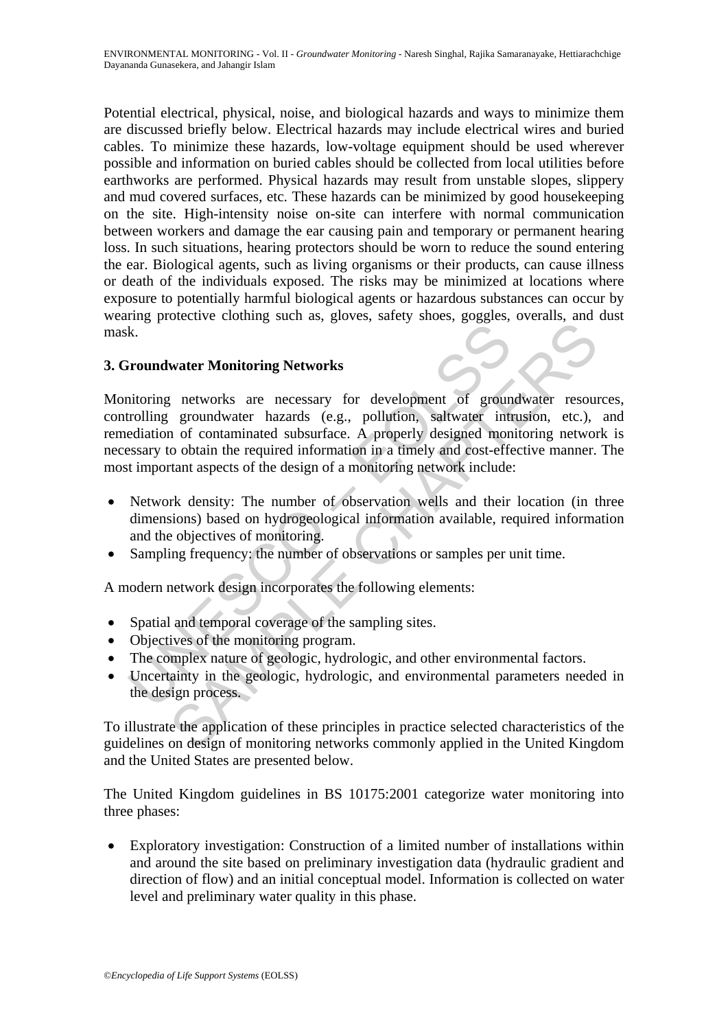Potential electrical, physical, noise, and biological hazards and ways to minimize them are discussed briefly below. Electrical hazards may include electrical wires and buried cables. To minimize these hazards, low-voltage equipment should be used wherever possible and information on buried cables should be collected from local utilities before earthworks are performed. Physical hazards may result from unstable slopes, slippery and mud covered surfaces, etc. These hazards can be minimized by good housekeeping on the site. High-intensity noise on-site can interfere with normal communication between workers and damage the ear causing pain and temporary or permanent hearing loss. In such situations, hearing protectors should be worn to reduce the sound entering the ear. Biological agents, such as living organisms or their products, can cause illness or death of the individuals exposed. The risks may be minimized at locations where exposure to potentially harmful biological agents or hazardous substances can occur by wearing protective clothing such as, gloves, safety shoes, goggles, overalls, and dust mask.

## 3. Groundwater Monitoring Networks

Monitoring networks are necessary for development of groundwater resources, controlling groundwater hazards (e.g., pollution, saltwater intrusion, etc.), and remediation of contaminated subsurface. A properly designed monitoring network is necessary to obtain the required information in a timely and cost-effective manner. The most important aspects of the design of a monitoring network include:

- Network density: The number of observation wells and their location (in three dimensions) based on hydrogeological information available, required information and the objectives of monitoring.
- Sampling frequency: the number of observations or samples per unit time.

A modern network design incorporates the following elements:

- Spatial and temporal coverage of the sampling sites.
- Objectives of the monitoring program.
- The complex nature of geologic, hydrologic, and other environmental factors.
- Uncertainty in the geologic, hydrologic, and environmental parameters needed in the design process.

To illustrate the application of these principles in practice selected characteristics of the guidelines on design of monitoring networks commonly applied in the United Kingdom and the United States are presented below.

The United Kingdom guidelines in BS 10175:2001 categorize water monitoring into three phases:

- Exploratory investigation: Construction of a limited number of installations within and around the site based on preliminary investigation data (hydraulic gradient and direction of flow) and an initial conceptual model. Information is collected on water level and preliminary water quality in this phase.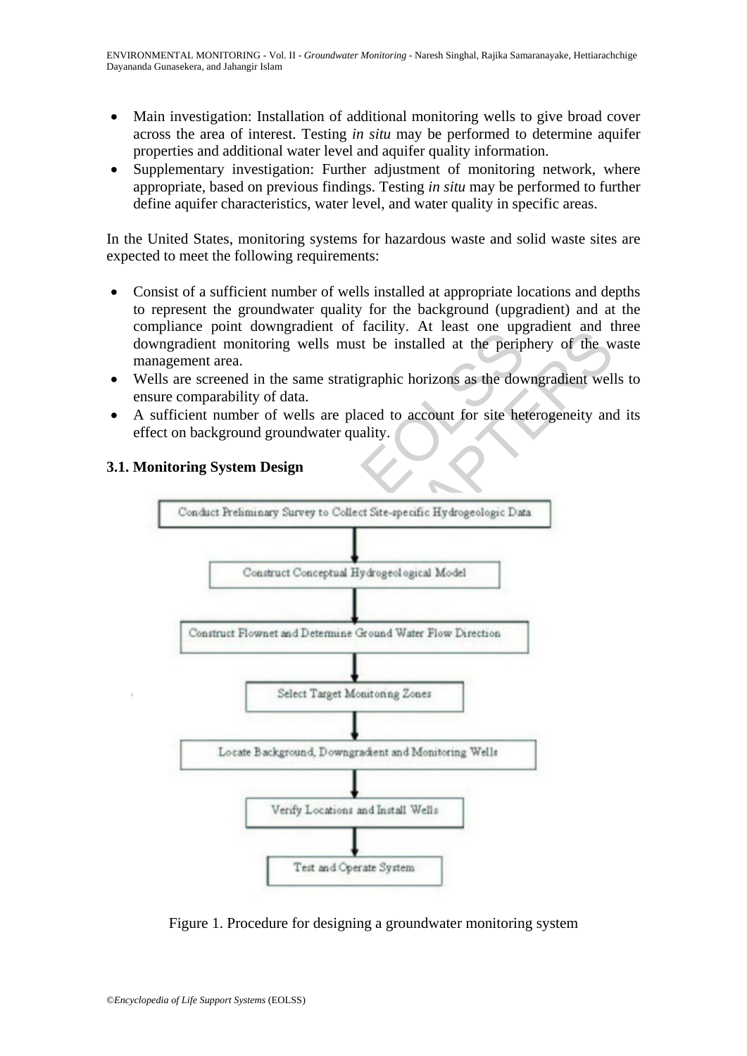- Main investigation: Installation of additional monitoring wells to give broad cover across the area of interest. Testing *in situ* may be performed to determine aquifer properties and additional water level and aquifer quality information.
- Supplementary investigation: Further adjustment of monitoring network, where appropriate, based on previous findings. Testing *in situ* may be performed to further define aquifer characteristics, water level, and water quality in specific areas.

In the United States, monitoring systems for hazardous waste and solid waste sites are expected to meet the following requirements:

- Consist of a sufficient number of wells installed at appropriate locations and depths to represent the groundwater quality for the background (upgradient) and at the compliance point downgradient of facility. At least one upgradient and three downgradient monitoring wells must be installed at the periphery of the waste management area.
- Wells are screened in the same stratigraphic horizons as the downgradient wells to ensure comparability of data.
- A sufficient number of wells are placed to account for site heterogeneity and its effect on background groundwater quality.

### 3.1. Monitoring System Design

Conduct Preliminary Survey to Collect Site-specific Hydrogeologic Data
↓
Construct Conceptual Hydrogeological Model
↓
Construct Flownet and Determine Ground Water Flow Direction
↓
Select Target Monitoring Zones
↓
Locate Background, Downgradient and Monitoring Wells
↓
Verify Locations and Install Wells
↓
Test and Operate System

Figure 1. Procedure for designing a groundwater monitoring system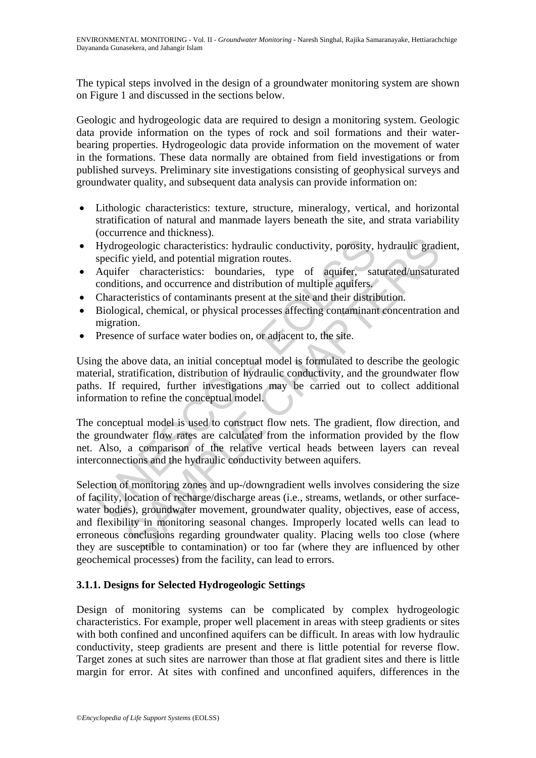The typical steps involved in the design of a groundwater monitoring system are shown on Figure 1 and discussed in the sections below.

Geologic and hydrogeologic data are required to design a monitoring system. Geologic data provide information on the types of rock and soil formations and their water-bearing properties. Hydrogeologic data provide information on the movement of water in the formations. These data normally are obtained from field investigations or from published surveys. Preliminary site investigations consisting of geophysical surveys and groundwater quality, and subsequent data analysis can provide information on:

- Lithologic characteristics: texture, structure, mineralogy, vertical, and horizontal stratification of natural and manmade layers beneath the site, and strata variability (occurrence and thickness).
- Hydrogeologic characteristics: hydraulic conductivity, porosity, hydraulic gradient, specific yield, and potential migration routes.
- Aquifer characteristics: boundaries, type of aquifer, saturated/unsaturated conditions, and occurrence and distribution of multiple aquifers.
- Characteristics of contaminants present at the site and their distribution.
- Biological, chemical, or physical processes affecting contaminant concentration and migration.
- Presence of surface water bodies on, or adjacent to, the site.

Using the above data, an initial conceptual model is formulated to describe the geologic material, stratification, distribution of hydraulic conductivity, and the groundwater flow paths. If required, further investigations may be carried out to collect additional information to refine the conceptual model.

The conceptual model is used to construct flow nets. The gradient, flow direction, and the groundwater flow rates are calculated from the information provided by the flow net. Also, a comparison of the relative vertical heads between layers can reveal interconnections and the hydraulic conductivity between aquifers.

Selection of monitoring zones and up-/downgradient wells involves considering the size of facility, location of recharge/discharge areas (i.e., streams, wetlands, or other surface-water bodies), groundwater movement, groundwater quality, objectives, ease of access, and flexibility in monitoring seasonal changes. Improperly located wells can lead to erroneous conclusions regarding groundwater quality. Placing wells too close (where they are susceptible to contamination) or too far (where they are influenced by other geochemical processes) from the facility, can lead to errors.

### 3.1.1. Designs for Selected Hydrogeologic Settings

Design of monitoring systems can be complicated by complex hydrogeologic characteristics. For example, proper well placement in areas with steep gradients or sites with both confined and unconfined aquifers can be difficult. In areas with low hydraulic conductivity, steep gradients are present and there is little potential for reverse flow. Target zones at such sites are narrower than those at flat gradient sites and there is little margin for error. At sites with confined and unconfined aquifers, differences in the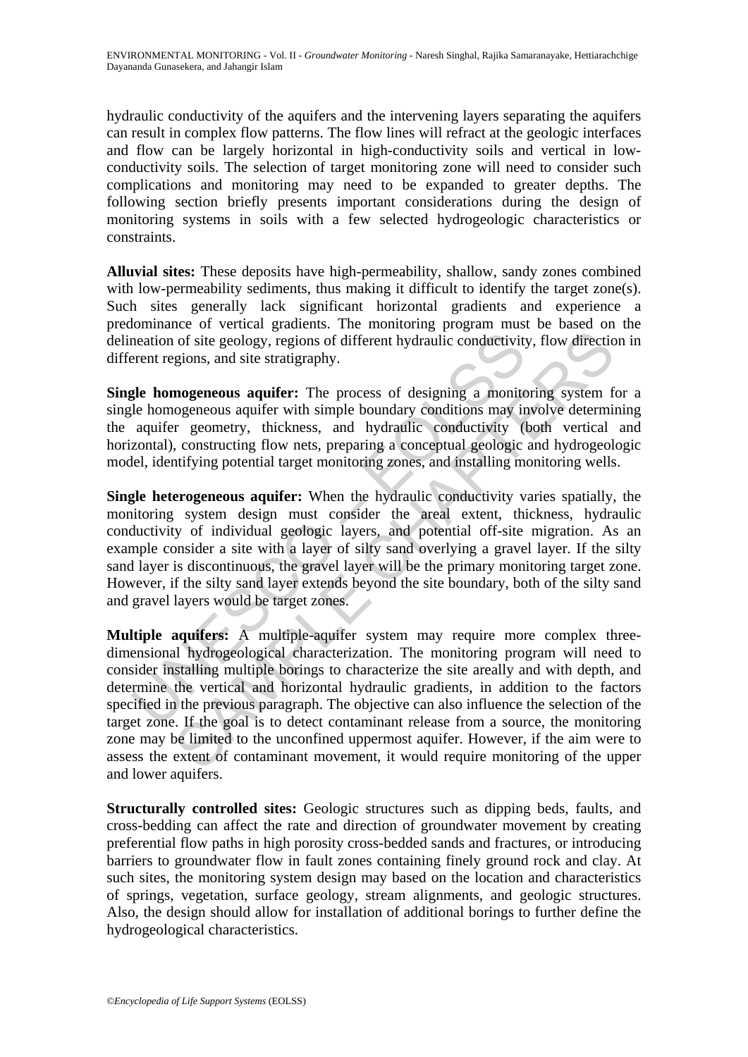hydraulic conductivity of the aquifers and the intervening layers separating the aquifers can result in complex flow patterns. The flow lines will refract at the geologic interfaces and flow can be largely horizontal in high-conductivity soils and vertical in low-conductivity soils. The selection of target monitoring zone will need to consider such complications and monitoring may need to be expanded to greater depths. The following section briefly presents important considerations during the design of monitoring systems in soils with a few selected hydrogeologic characteristics or constraints.

**Alluvial sites:** These deposits have high-permeability, shallow, sandy zones combined with low-permeability sediments, thus making it difficult to identify the target zone(s). Such sites generally lack significant horizontal gradients and experience a predominance of vertical gradients. The monitoring program must be based on the delineation of site geology, regions of different hydraulic conductivity, flow direction in different regions, and site stratigraphy.

**Single homogeneous aquifer:** The process of designing a monitoring system for a single homogeneous aquifer with simple boundary conditions may involve determining the aquifer geometry, thickness, and hydraulic conductivity (both vertical and horizontal), constructing flow nets, preparing a conceptual geologic and hydrogeologic model, identifying potential target monitoring zones, and installing monitoring wells.

**Single heterogeneous aquifer:** When the hydraulic conductivity varies spatially, the monitoring system design must consider the areal extent, thickness, hydraulic conductivity of individual geologic layers, and potential off-site migration. As an example consider a site with a layer of silty sand overlying a gravel layer. If the silty sand layer is discontinuous, the gravel layer will be the primary monitoring target zone. However, if the silty sand layer extends beyond the site boundary, both of the silty sand and gravel layers would be target zones.

**Multiple aquifers:** A multiple-aquifer system may require more complex three-dimensional hydrogeological characterization. The monitoring program will need to consider installing multiple borings to characterize the site areally and with depth, and determine the vertical and horizontal hydraulic gradients, in addition to the factors specified in the previous paragraph. The objective can also influence the selection of the target zone. If the goal is to detect contaminant release from a source, the monitoring zone may be limited to the unconfined uppermost aquifer. However, if the aim were to assess the extent of contaminant movement, it would require monitoring of the upper and lower aquifers.

**Structurally controlled sites:** Geologic structures such as dipping beds, faults, and cross-bedding can affect the rate and direction of groundwater movement by creating preferential flow paths in high porosity cross-bedded sands and fractures, or introducing barriers to groundwater flow in fault zones containing finely ground rock and clay. At such sites, the monitoring system design may based on the location and characteristics of springs, vegetation, surface geology, stream alignments, and geologic structures. Also, the design should allow for installation of additional borings to further define the hydrogeological characteristics.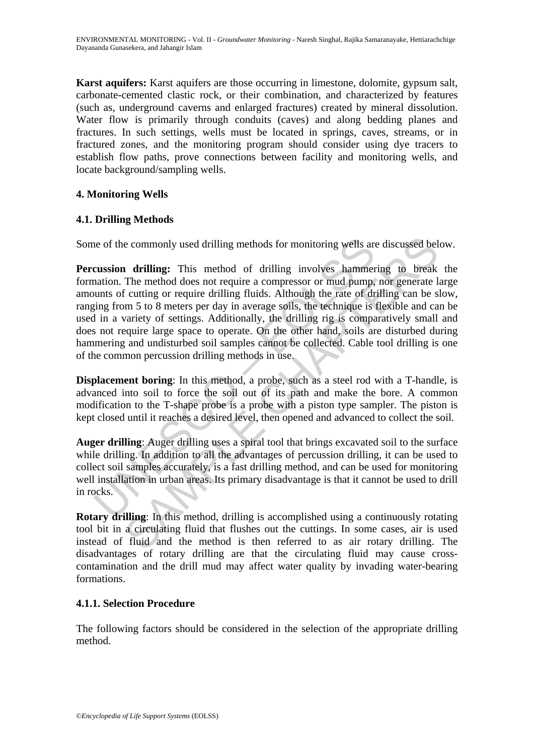**Karst aquifers:** Karst aquifers are those occurring in limestone, dolomite, gypsum salt, carbonate-cemented clastic rock, or their combination, and characterized by features (such as, underground caverns and enlarged fractures) created by mineral dissolution. Water flow is primarily through conduits (caves) and along bedding planes and fractures. In such settings, wells must be located in springs, caves, streams, or in fractured zones, and the monitoring program should consider using dye tracers to establish flow paths, prove connections between facility and monitoring wells, and locate background/sampling wells.

## 4. Monitoring Wells

### 4.1. Drilling Methods

Some of the commonly used drilling methods for monitoring wells are discussed below.

**Percussion drilling:** This method of drilling involves hammering to break the formation. The method does not require a compressor or mud pump, nor generate large amounts of cutting or require drilling fluids. Although the rate of drilling can be slow, ranging from 5 to 8 meters per day in average soils, the technique is flexible and can be used in a variety of settings. Additionally, the drilling rig is comparatively small and does not require large space to operate. On the other hand, soils are disturbed during hammering and undisturbed soil samples cannot be collected. Cable tool drilling is one of the common percussion drilling methods in use.

**Displacement boring**: In this method, a probe, such as a steel rod with a T-handle, is advanced into soil to force the soil out of its path and make the bore. A common modification to the T-shape probe is a probe with a piston type sampler. The piston is kept closed until it reaches a desired level, then opened and advanced to collect the soil.

**Auger drilling**: Auger drilling uses a spiral tool that brings excavated soil to the surface while drilling. In addition to all the advantages of percussion drilling, it can be used to collect soil samples accurately, is a fast drilling method, and can be used for monitoring well installation in urban areas. Its primary disadvantage is that it cannot be used to drill in rocks.

**Rotary drilling**: In this method, drilling is accomplished using a continuously rotating tool bit in a circulating fluid that flushes out the cuttings. In some cases, air is used instead of fluid and the method is then referred to as air rotary drilling. The disadvantages of rotary drilling are that the circulating fluid may cause cross-contamination and the drill mud may affect water quality by invading water-bearing formations.

#### 4.1.1. Selection Procedure

The following factors should be considered in the selection of the appropriate drilling method.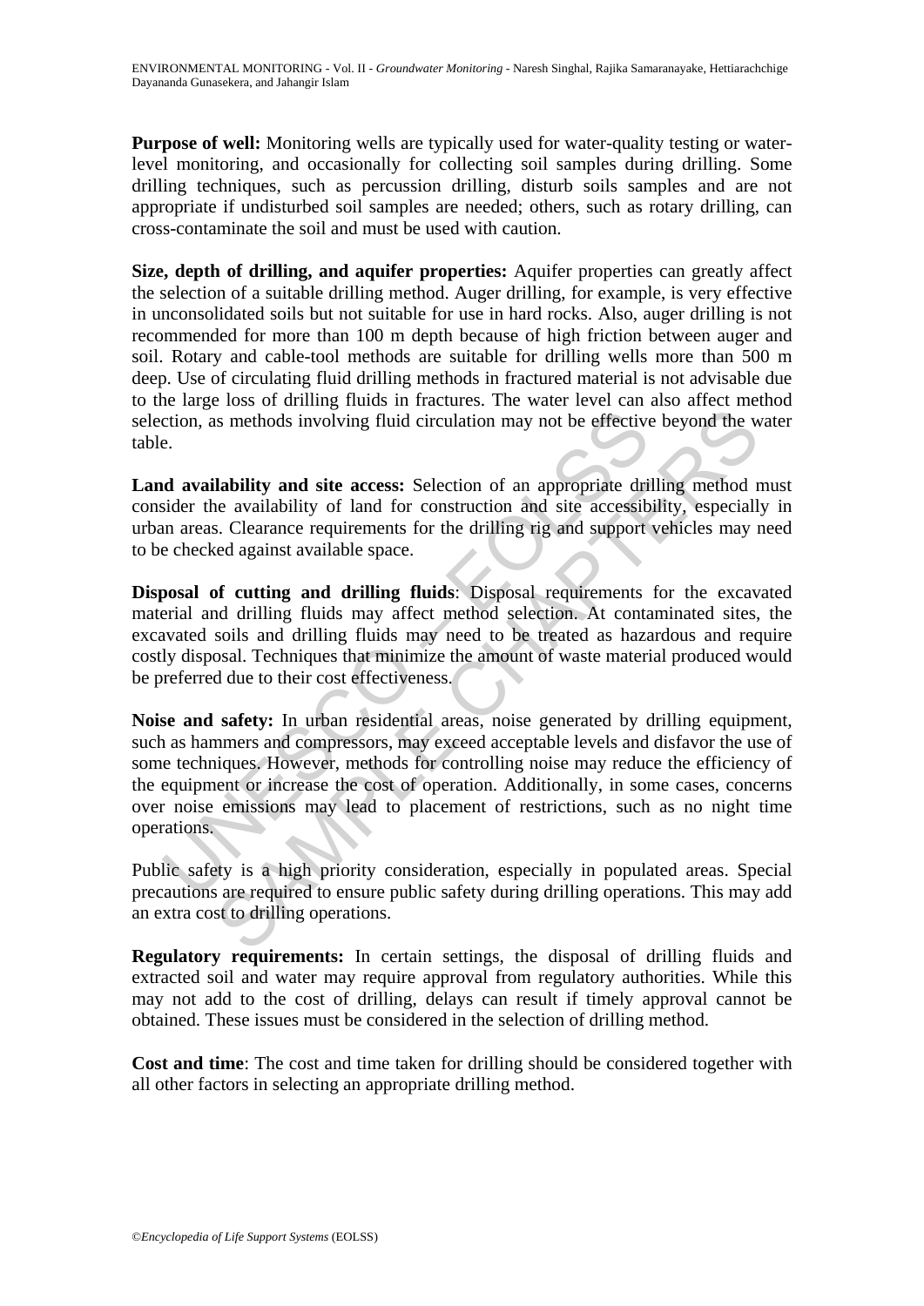**Purpose of well:** Monitoring wells are typically used for water-quality testing or water-level monitoring, and occasionally for collecting soil samples during drilling. Some drilling techniques, such as percussion drilling, disturb soils samples and are not appropriate if undisturbed soil samples are needed; others, such as rotary drilling, can cross-contaminate the soil and must be used with caution.

**Size, depth of drilling, and aquifer properties:** Aquifer properties can greatly affect the selection of a suitable drilling method. Auger drilling, for example, is very effective in unconsolidated soils but not suitable for use in hard rocks. Also, auger drilling is not recommended for more than 100 m depth because of high friction between auger and soil. Rotary and cable-tool methods are suitable for drilling wells more than 500 m deep. Use of circulating fluid drilling methods in fractured material is not advisable due to the large loss of drilling fluids in fractures. The water level can also affect method selection, as methods involving fluid circulation may not be effective beyond the water table.

**Land availability and site access:** Selection of an appropriate drilling method must consider the availability of land for construction and site accessibility, especially in urban areas. Clearance requirements for the drilling rig and support vehicles may need to be checked against available space.

**Disposal of cutting and drilling fluids**: Disposal requirements for the excavated material and drilling fluids may affect method selection. At contaminated sites, the excavated soils and drilling fluids may need to be treated as hazardous and require costly disposal. Techniques that minimize the amount of waste material produced would be preferred due to their cost effectiveness.

**Noise and safety:** In urban residential areas, noise generated by drilling equipment, such as hammers and compressors, may exceed acceptable levels and disfavor the use of some techniques. However, methods for controlling noise may reduce the efficiency of the equipment or increase the cost of operation. Additionally, in some cases, concerns over noise emissions may lead to placement of restrictions, such as no night time operations.

Public safety is a high priority consideration, especially in populated areas. Special precautions are required to ensure public safety during drilling operations. This may add an extra cost to drilling operations.

**Regulatory requirements:** In certain settings, the disposal of drilling fluids and extracted soil and water may require approval from regulatory authorities. While this may not add to the cost of drilling, delays can result if timely approval cannot be obtained. These issues must be considered in the selection of drilling method.

**Cost and time**: The cost and time taken for drilling should be considered together with all other factors in selecting an appropriate drilling method.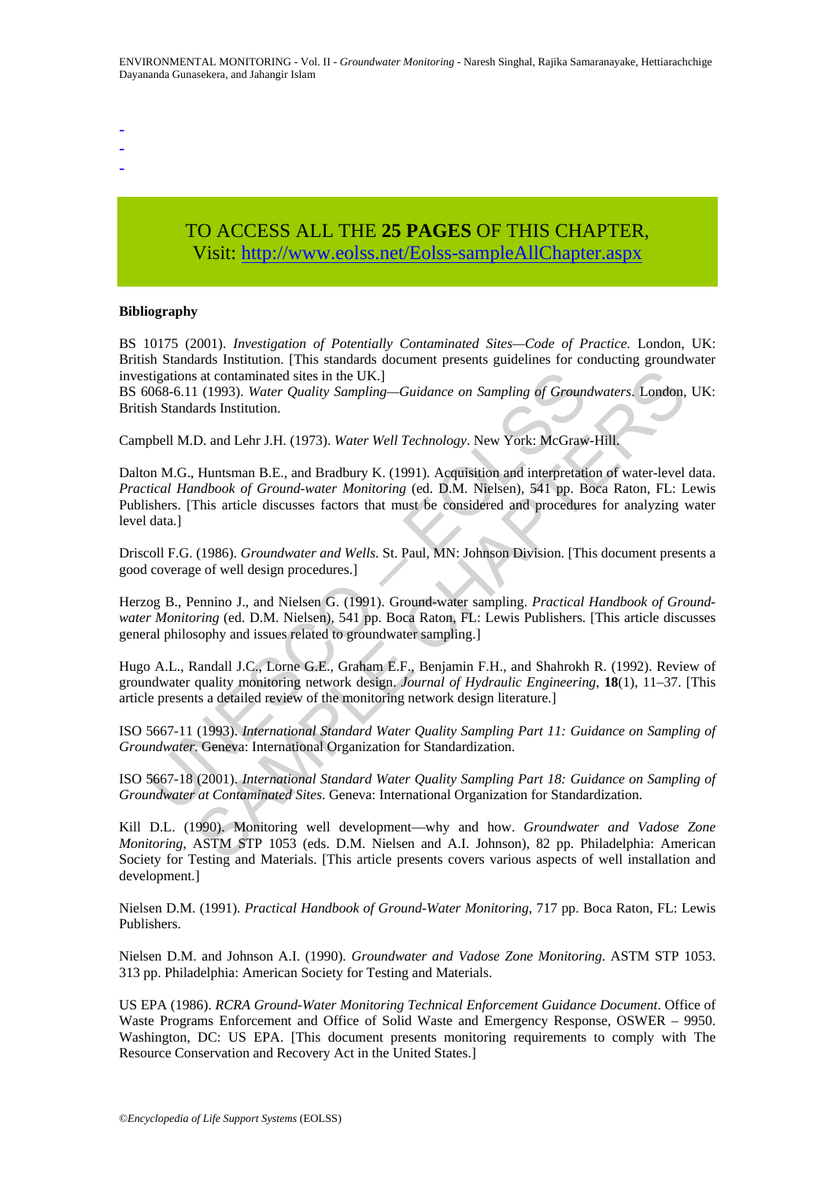-
-
-

TO ACCESS ALL THE **25 PAGES** OF THIS CHAPTER,
Visit: http://www.eolss.net/Eolss-sampleAllChapter.aspx

**Bibliography**

BS 10175 (2001). *Investigation of Potentially Contaminated Sites—Code of Practice.* London, UK: British Standards Institution. [This standards document presents guidelines for conducting groundwater investigations at contaminated sites in the UK.]

BS 6068-6.11 (1993). *Water Quality Sampling—Guidance on Sampling of Groundwaters*. London, UK: British Standards Institution.

Campbell M.D. and Lehr J.H. (1973). *Water Well Technology*. New York: McGraw-Hill.

Dalton M.G., Huntsman B.E., and Bradbury K. (1991). Acquisition and interpretation of water-level data. *Practical Handbook of Ground-water Monitoring* (ed. D.M. Nielsen), 541 pp. Boca Raton, FL: Lewis Publishers. [This article discusses factors that must be considered and procedures for analyzing water level data.]

Driscoll F.G. (1986). *Groundwater and Wells*. St. Paul, MN: Johnson Division. [This document presents a good coverage of well design procedures.]

Herzog B., Pennino J., and Nielsen G. (1991). Ground-water sampling. *Practical Handbook of Ground-water Monitoring* (ed. D.M. Nielsen), 541 pp. Boca Raton, FL: Lewis Publishers. [This article discusses general philosophy and issues related to groundwater sampling.]

Hugo A.L., Randall J.C., Lorne G.E., Graham E.F., Benjamin F.H., and Shahrokh R. (1992). Review of groundwater quality monitoring network design. *Journal of Hydraulic Engineering*, **18**(1), 11–37. [This article presents a detailed review of the monitoring network design literature.]

ISO 5667-11 (1993). *International Standard Water Quality Sampling Part 11: Guidance on Sampling of Groundwater*. Geneva: International Organization for Standardization.

ISO 5667-18 (2001). *International Standard Water Quality Sampling Part 18: Guidance on Sampling of Groundwater at Contaminated Sites*. Geneva: International Organization for Standardization.

Kill D.L. (1990). Monitoring well development—why and how. *Groundwater and Vadose Zone Monitoring*, ASTM STP 1053 (eds. D.M. Nielsen and A.I. Johnson), 82 pp. Philadelphia: American Society for Testing and Materials. [This article presents covers various aspects of well installation and development.]

Nielsen D.M. (1991). *Practical Handbook of Ground-Water Monitoring*, 717 pp. Boca Raton, FL: Lewis Publishers.

Nielsen D.M. and Johnson A.I. (1990). *Groundwater and Vadose Zone Monitoring*. ASTM STP 1053. 313 pp. Philadelphia: American Society for Testing and Materials.

US EPA (1986). *RCRA Ground-Water Monitoring Technical Enforcement Guidance Document*. Office of Waste Programs Enforcement and Office of Solid Waste and Emergency Response, OSWER – 9950. Washington, DC: US EPA. [This document presents monitoring requirements to comply with The Resource Conservation and Recovery Act in the United States.]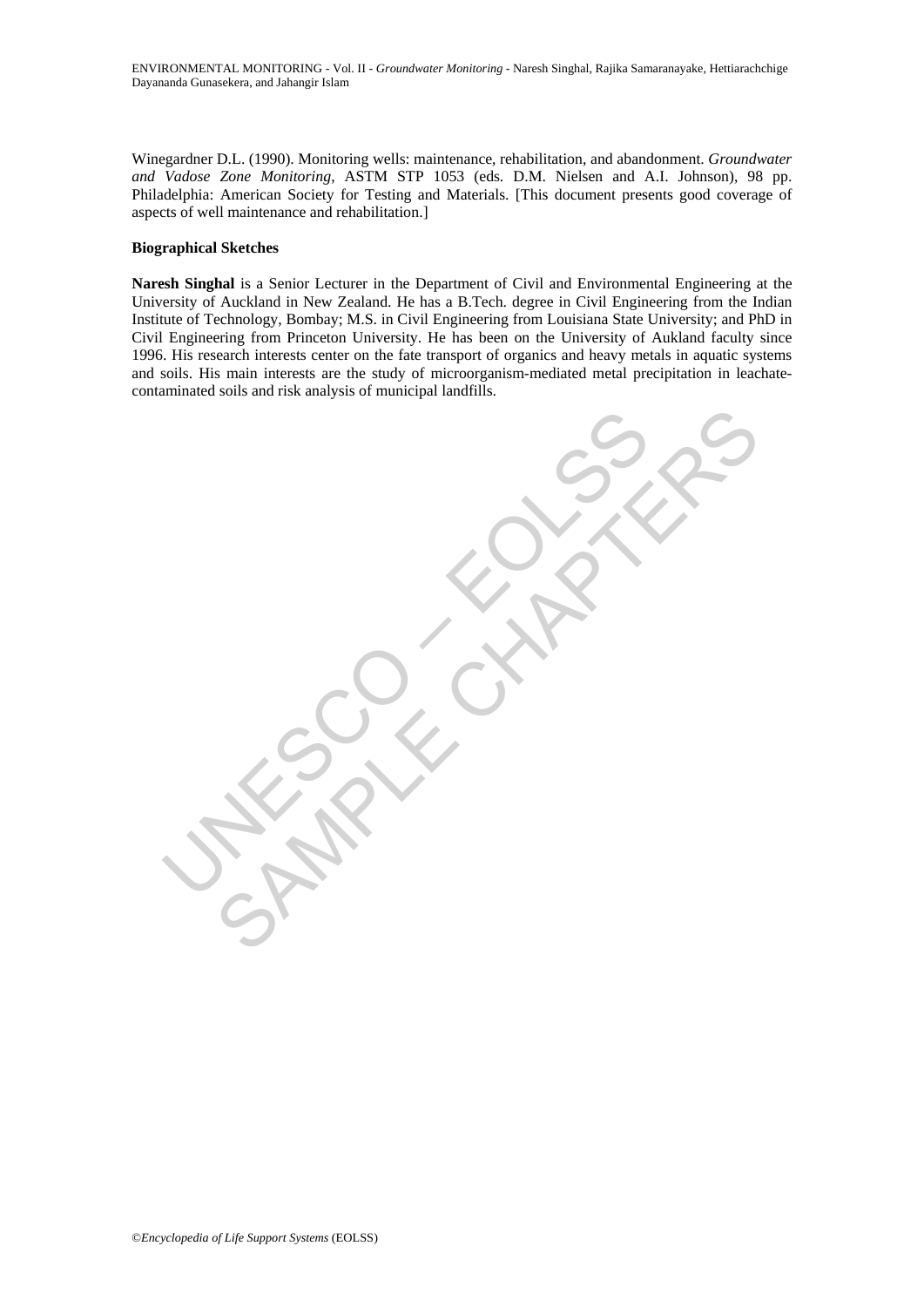Winegardner D.L. (1990). Monitoring wells: maintenance, rehabilitation, and abandonment. *Groundwater and Vadose Zone Monitoring*, ASTM STP 1053 (eds. D.M. Nielsen and A.I. Johnson), 98 pp. Philadelphia: American Society for Testing and Materials. [This document presents good coverage of aspects of well maintenance and rehabilitation.]

**Biographical Sketches**

**Naresh Singhal** is a Senior Lecturer in the Department of Civil and Environmental Engineering at the University of Auckland in New Zealand. He has a B.Tech. degree in Civil Engineering from the Indian Institute of Technology, Bombay; M.S. in Civil Engineering from Louisiana State University; and PhD in Civil Engineering from Princeton University. He has been on the University of Aukland faculty since 1996. His research interests center on the fate transport of organics and heavy metals in aquatic systems and soils. His main interests are the study of microorganism-mediated metal precipitation in leachate-contaminated soils and risk analysis of municipal landfills.